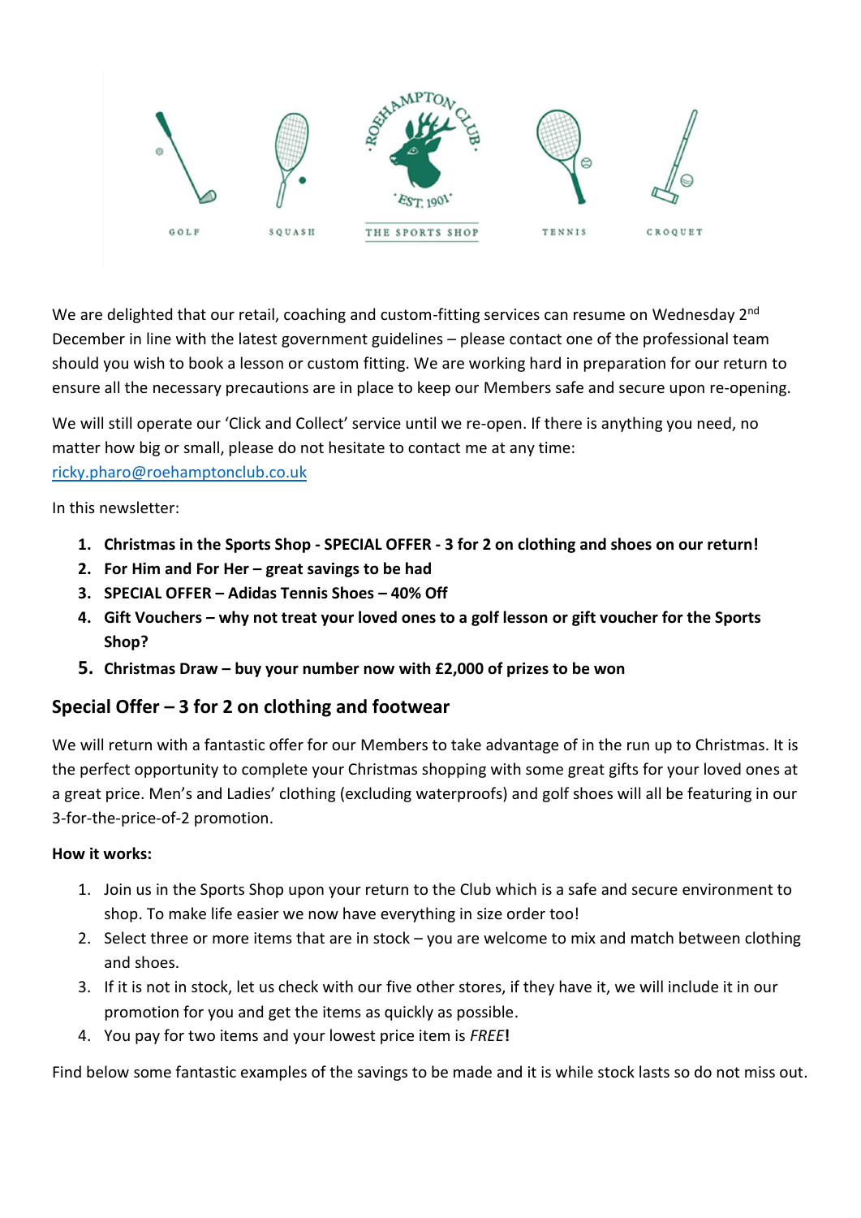GOLF SQUASH ROEHAMPTON CLUB EST. 1901 THE SPORTS SHOP TENNIS CROQUET

We are delighted that our retail, coaching and custom-fitting services can resume on Wednesday 2nd December in line with the latest government guidelines – please contact one of the professional team should you wish to book a lesson or custom fitting. We are working hard in preparation for our return to ensure all the necessary precautions are in place to keep our Members safe and secure upon re-opening.

We will still operate our 'Click and Collect' service until we re-open. If there is anything you need, no matter how big or small, please do not hesitate to contact me at any time: ricky.pharo@roehamptonclub.co.uk

In this newsletter:

1. **Christmas in the Sports Shop - SPECIAL OFFER - 3 for 2 on clothing and shoes on our return!**
2. **For Him and For Her – great savings to be had**
3. **SPECIAL OFFER – Adidas Tennis Shoes – 40% Off**
4. **Gift Vouchers – why not treat your loved ones to a golf lesson or gift voucher for the Sports Shop?**
5. **Christmas Draw – buy your number now with £2,000 of prizes to be won**

## Special Offer – 3 for 2 on clothing and footwear

We will return with a fantastic offer for our Members to take advantage of in the run up to Christmas. It is the perfect opportunity to complete your Christmas shopping with some great gifts for your loved ones at a great price. Men's and Ladies' clothing (excluding waterproofs) and golf shoes will all be featuring in our 3-for-the-price-of-2 promotion.

**How it works:**

1. Join us in the Sports Shop upon your return to the Club which is a safe and secure environment to shop. To make life easier we now have everything in size order too!
2. Select three or more items that are in stock – you are welcome to mix and match between clothing and shoes.
3. If it is not in stock, let us check with our five other stores, if they have it, we will include it in our promotion for you and get the items as quickly as possible.
4. You pay for two items and your lowest price item is *FREE***!**

Find below some fantastic examples of the savings to be made and it is while stock lasts so do not miss out.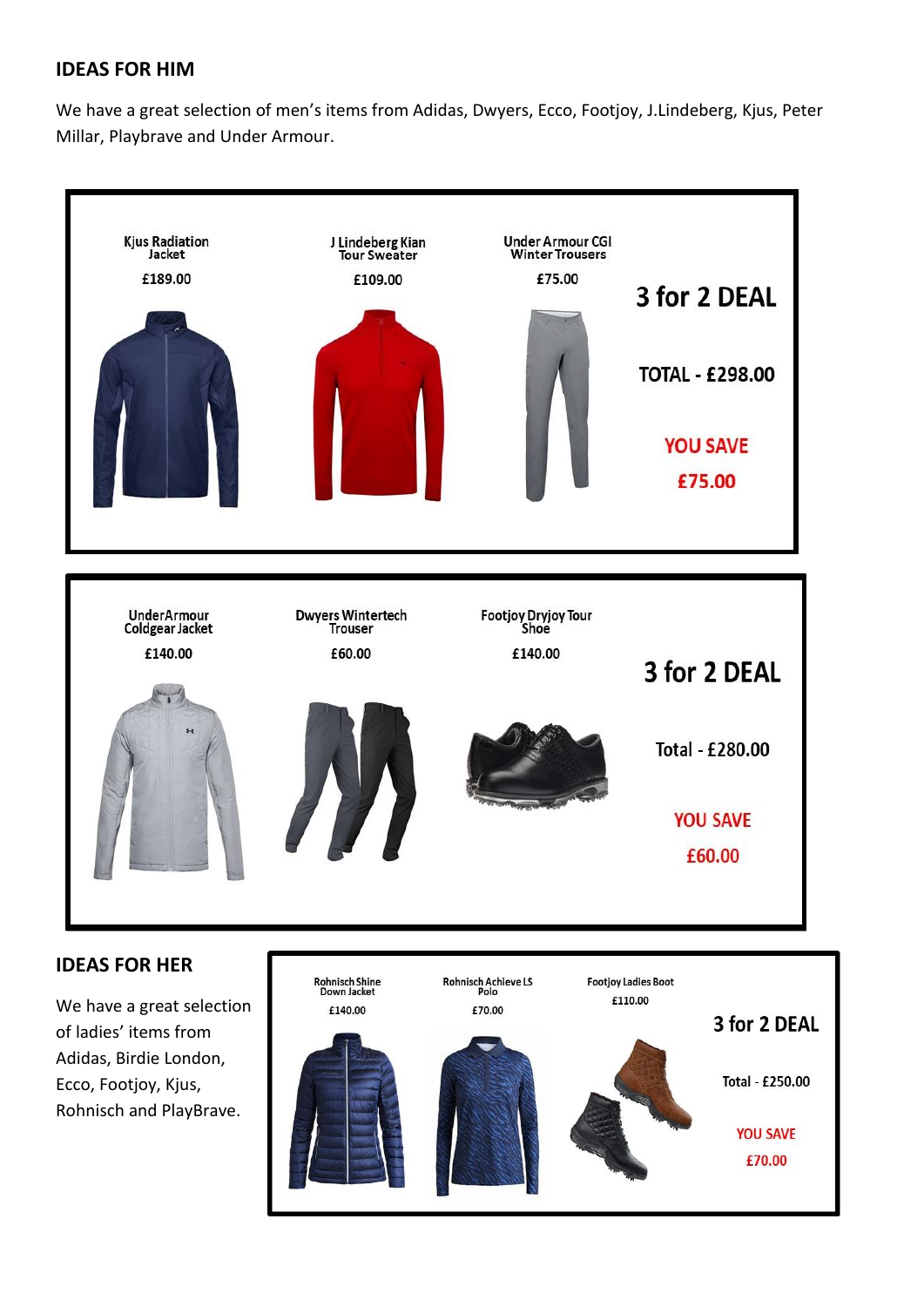## IDEAS FOR HIM

We have a great selection of men's items from Adidas, Dwyers, Ecco, Footjoy, J.Lindeberg, Kjus, Peter Millar, Playbrave and Under Armour.

Kjus Radiation Jacket
£189.00

J Lindeberg Kian Tour Sweater
£109.00

Under Armour CGI Winter Trousers
£75.00

**3 for 2 DEAL**

**TOTAL - £298.00**

**YOU SAVE £75.00**

UnderArmour Coldgear Jacket
£140.00

Dwyers Wintertech Trouser
£60.00

Footjoy Dryjoy Tour Shoe
£140.00

**3 for 2 DEAL**

**Total - £280.00**

**YOU SAVE £60.00**

## IDEAS FOR HER

We have a great selection of ladies' items from Adidas, Birdie London, Ecco, Footjoy, Kjus, Rohnisch and PlayBrave.

Rohnisch Shine Down Jacket
£140.00

Rohnisch Achieve LS Polo
£70.00

Footjoy Ladies Boot
£110.00

**3 for 2 DEAL**

**Total - £250.00**

**YOU SAVE £70.00**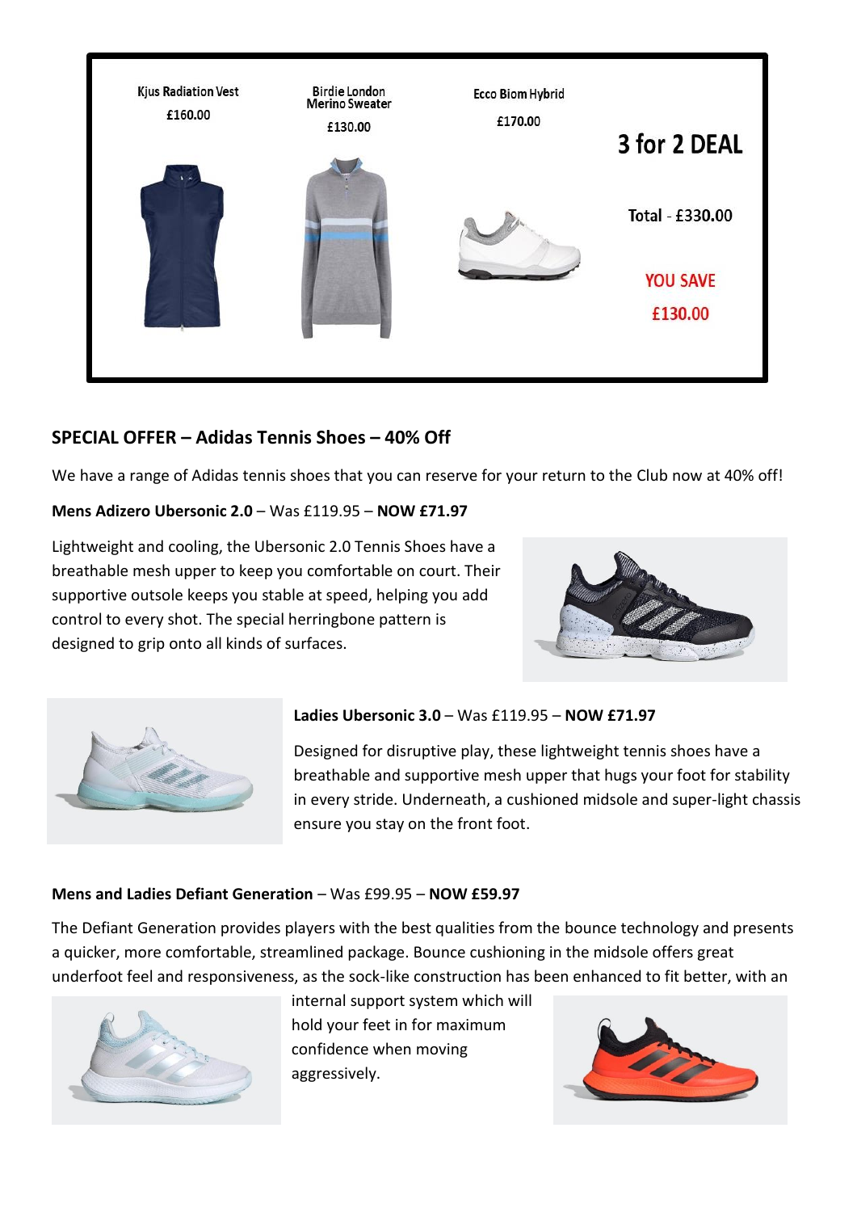Kjus Radiation Vest
£160.00

Birdie London Merino Sweater
£130.00

Ecco Biom Hybrid
£170.00

**3 for 2 DEAL**

**Total - £330.00**

**YOU SAVE £130.00**

## SPECIAL OFFER – Adidas Tennis Shoes – 40% Off

We have a range of Adidas tennis shoes that you can reserve for your return to the Club now at 40% off!

**Mens Adizero Ubersonic 2.0** – Was £119.95 – **NOW £71.97**

Lightweight and cooling, the Ubersonic 2.0 Tennis Shoes have a breathable mesh upper to keep you comfortable on court. Their supportive outsole keeps you stable at speed, helping you add control to every shot. The special herringbone pattern is designed to grip onto all kinds of surfaces.

**Ladies Ubersonic 3.0** – Was £119.95 – **NOW £71.97**

Designed for disruptive play, these lightweight tennis shoes have a breathable and supportive mesh upper that hugs your foot for stability in every stride. Underneath, a cushioned midsole and super-light chassis ensure you stay on the front foot.

**Mens and Ladies Defiant Generation** – Was £99.95 – **NOW £59.97**

The Defiant Generation provides players with the best qualities from the bounce technology and presents a quicker, more comfortable, streamlined package. Bounce cushioning in the midsole offers great underfoot feel and responsiveness, as the sock-like construction has been enhanced to fit better, with an internal support system which will hold your feet in for maximum confidence when moving aggressively.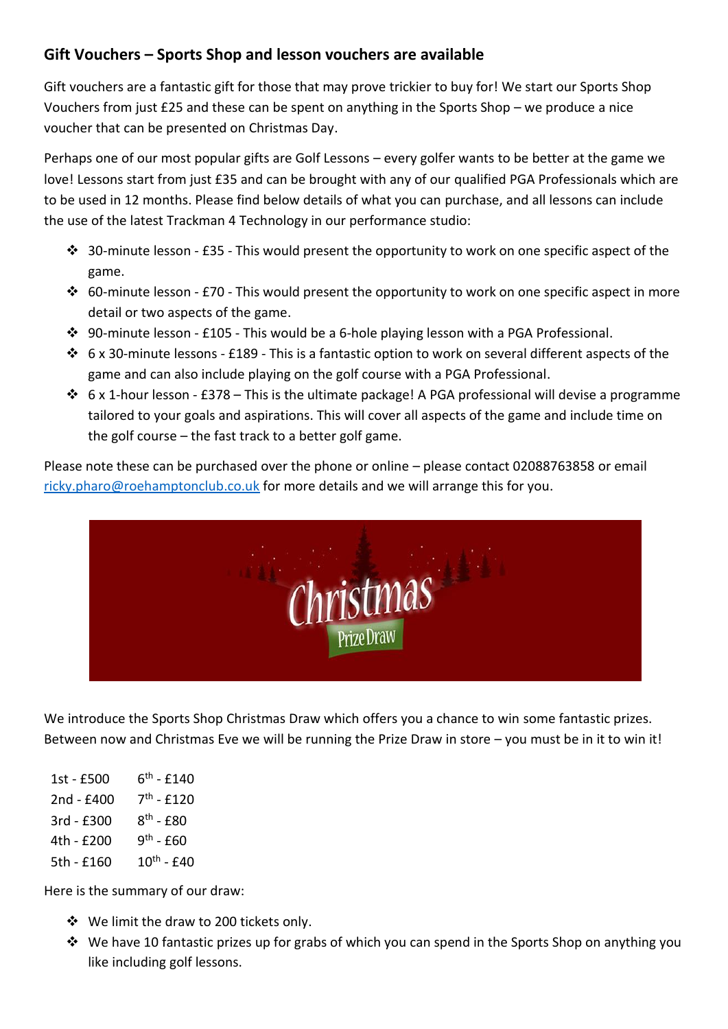## Gift Vouchers – Sports Shop and lesson vouchers are available

Gift vouchers are a fantastic gift for those that may prove trickier to buy for! We start our Sports Shop Vouchers from just £25 and these can be spent on anything in the Sports Shop – we produce a nice voucher that can be presented on Christmas Day.

Perhaps one of our most popular gifts are Golf Lessons – every golfer wants to be better at the game we love! Lessons start from just £35 and can be brought with any of our qualified PGA Professionals which are to be used in 12 months. Please find below details of what you can purchase, and all lessons can include the use of the latest Trackman 4 Technology in our performance studio:

- 30-minute lesson - £35 - This would present the opportunity to work on one specific aspect of the game.
- 60-minute lesson - £70 - This would present the opportunity to work on one specific aspect in more detail or two aspects of the game.
- 90-minute lesson - £105 - This would be a 6-hole playing lesson with a PGA Professional.
- 6 x 30-minute lessons - £189 - This is a fantastic option to work on several different aspects of the game and can also include playing on the golf course with a PGA Professional.
- 6 x 1-hour lesson - £378 – This is the ultimate package! A PGA professional will devise a programme tailored to your goals and aspirations. This will cover all aspects of the game and include time on the golf course – the fast track to a better golf game.

Please note these can be purchased over the phone or online – please contact 02088763858 or email ricky.pharo@roehamptonclub.co.uk for more details and we will arrange this for you.

Christmas Prize Draw

We introduce the Sports Shop Christmas Draw which offers you a chance to win some fantastic prizes. Between now and Christmas Eve we will be running the Prize Draw in store – you must be in it to win it!

| | |
|---|---|
| 1st - £500 | 6th - £140 |
| 2nd - £400 | 7th - £120 |
| 3rd - £300 | 8th - £80 |
| 4th - £200 | 9th - £60 |
| 5th - £160 | 10th - £40 |

Here is the summary of our draw:

- We limit the draw to 200 tickets only.
- We have 10 fantastic prizes up for grabs of which you can spend in the Sports Shop on anything you like including golf lessons.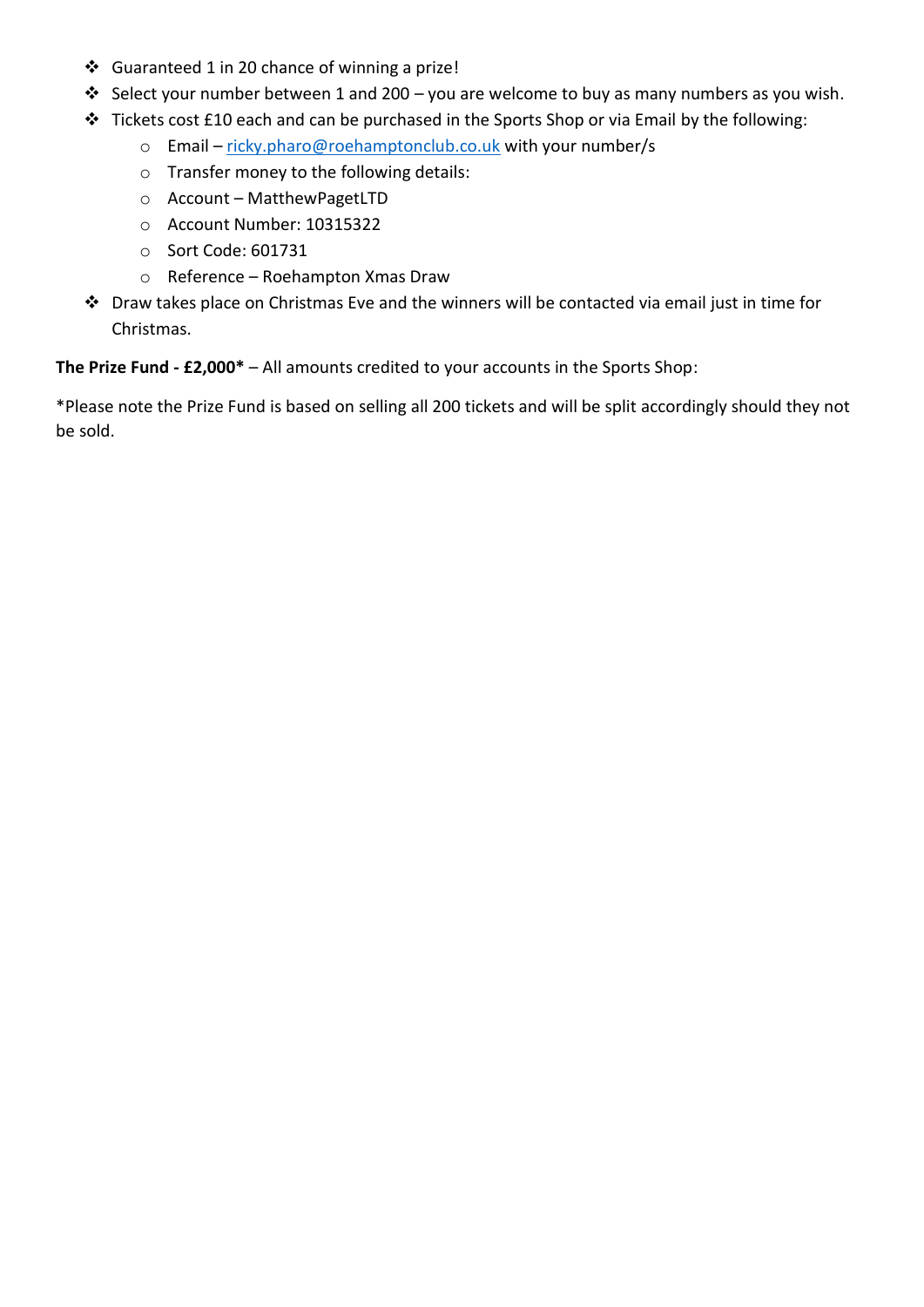- Guaranteed 1 in 20 chance of winning a prize!
- Select your number between 1 and 200 – you are welcome to buy as many numbers as you wish.
- Tickets cost £10 each and can be purchased in the Sports Shop or via Email by the following:
  - Email – ricky.pharo@roehamptonclub.co.uk with your number/s
  - Transfer money to the following details:
  - Account – MatthewPagetLTD
  - Account Number: 10315322
  - Sort Code: 601731
  - Reference – Roehampton Xmas Draw
- Draw takes place on Christmas Eve and the winners will be contacted via email just in time for Christmas.

**The Prize Fund - £2,000*** – All amounts credited to your accounts in the Sports Shop:

*Please note the Prize Fund is based on selling all 200 tickets and will be split accordingly should they not be sold.